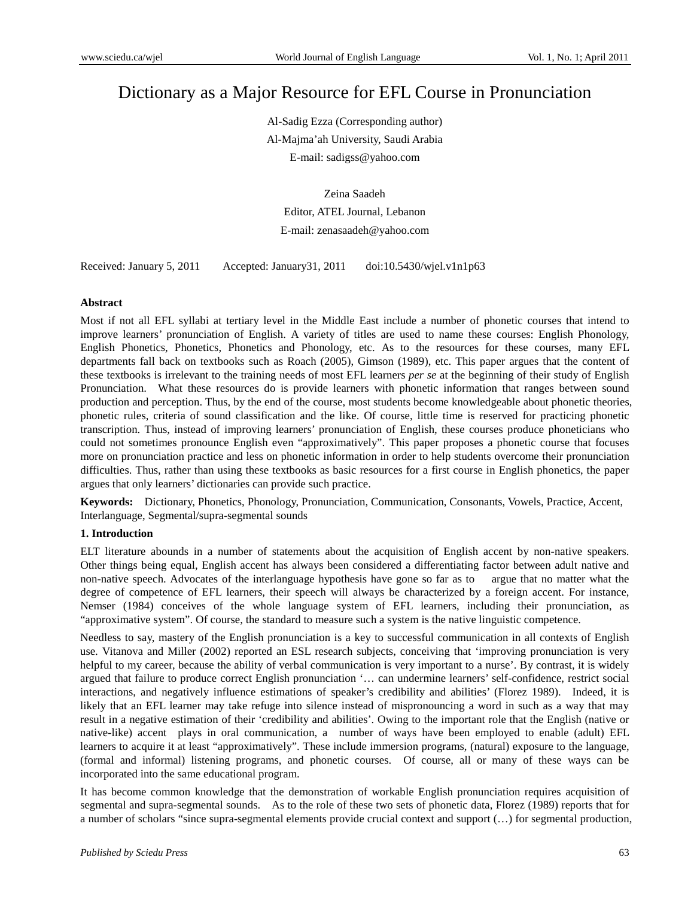# Dictionary as a Major Resource for EFL Course in Pronunciation

Al-Sadig Ezza (Corresponding author)
Al-Majma'ah University, Saudi Arabia
E-mail: sadigss@yahoo.com

Zeina Saadeh
Editor, ATEL Journal, Lebanon
E-mail: zenasaadeh@yahoo.com

Received: January 5, 2011 Accepted: January31, 2011 doi:10.5430/wjel.v1n1p63

**Abstract**

Most if not all EFL syllabi at tertiary level in the Middle East include a number of phonetic courses that intend to improve learners' pronunciation of English. A variety of titles are used to name these courses: English Phonology, English Phonetics, Phonetics, Phonetics and Phonology, etc. As to the resources for these courses, many EFL departments fall back on textbooks such as Roach (2005), Gimson (1989), etc. This paper argues that the content of these textbooks is irrelevant to the training needs of most EFL learners *per se* at the beginning of their study of English Pronunciation. What these resources do is provide learners with phonetic information that ranges between sound production and perception. Thus, by the end of the course, most students become knowledgeable about phonetic theories, phonetic rules, criteria of sound classification and the like. Of course, little time is reserved for practicing phonetic transcription. Thus, instead of improving learners' pronunciation of English, these courses produce phoneticians who could not sometimes pronounce English even "approximatively". This paper proposes a phonetic course that focuses more on pronunciation practice and less on phonetic information in order to help students overcome their pronunciation difficulties. Thus, rather than using these textbooks as basic resources for a first course in English phonetics, the paper argues that only learners' dictionaries can provide such practice.

**Keywords:** Dictionary, Phonetics, Phonology, Pronunciation, Communication, Consonants, Vowels, Practice, Accent, Interlanguage, Segmental/supra-segmental sounds

## 1. Introduction

ELT literature abounds in a number of statements about the acquisition of English accent by non-native speakers. Other things being equal, English accent has always been considered a differentiating factor between adult native and non-native speech. Advocates of the interlanguage hypothesis have gone so far as to argue that no matter what the degree of competence of EFL learners, their speech will always be characterized by a foreign accent. For instance, Nemser (1984) conceives of the whole language system of EFL learners, including their pronunciation, as "approximative system". Of course, the standard to measure such a system is the native linguistic competence.

Needless to say, mastery of the English pronunciation is a key to successful communication in all contexts of English use. Vitanova and Miller (2002) reported an ESL research subjects, conceiving that 'improving pronunciation is very helpful to my career, because the ability of verbal communication is very important to a nurse'. By contrast, it is widely argued that failure to produce correct English pronunciation '… can undermine learners' self-confidence, restrict social interactions, and negatively influence estimations of speaker's credibility and abilities' (Florez 1989). Indeed, it is likely that an EFL learner may take refuge into silence instead of mispronouncing a word in such as a way that may result in a negative estimation of their 'credibility and abilities'. Owing to the important role that the English (native or native-like) accent plays in oral communication, a number of ways have been employed to enable (adult) EFL learners to acquire it at least "approximatively". These include immersion programs, (natural) exposure to the language, (formal and informal) listening programs, and phonetic courses. Of course, all or many of these ways can be incorporated into the same educational program.

It has become common knowledge that the demonstration of workable English pronunciation requires acquisition of segmental and supra-segmental sounds. As to the role of these two sets of phonetic data, Florez (1989) reports that for a number of scholars "since supra-segmental elements provide crucial context and support (…) for segmental production,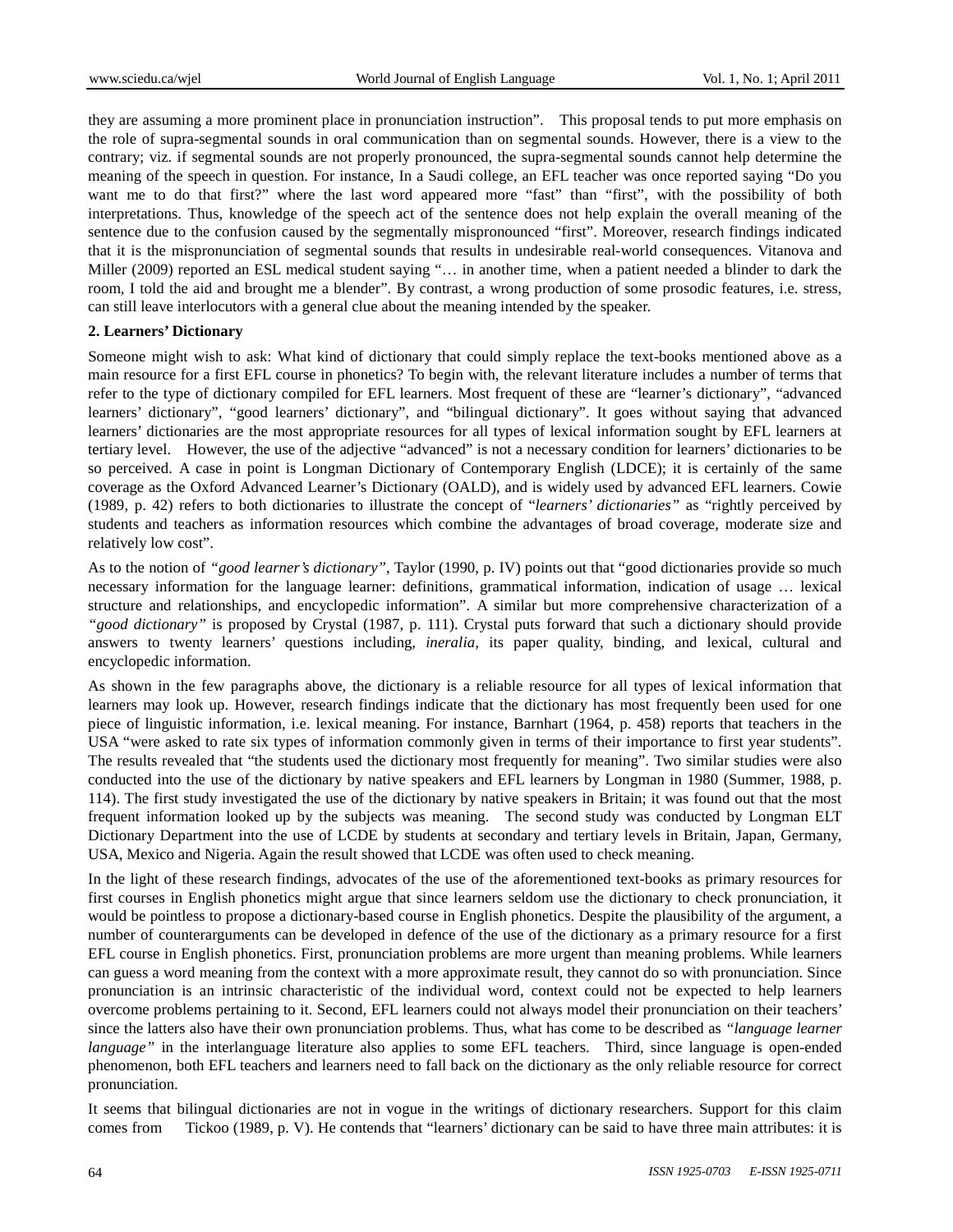they are assuming a more prominent place in pronunciation instruction". This proposal tends to put more emphasis on the role of supra-segmental sounds in oral communication than on segmental sounds. However, there is a view to the contrary; viz. if segmental sounds are not properly pronounced, the supra-segmental sounds cannot help determine the meaning of the speech in question. For instance, In a Saudi college, an EFL teacher was once reported saying "Do you want me to do that first?" where the last word appeared more "fast" than "first", with the possibility of both interpretations. Thus, knowledge of the speech act of the sentence does not help explain the overall meaning of the sentence due to the confusion caused by the segmentally mispronounced "first". Moreover, research findings indicated that it is the mispronunciation of segmental sounds that results in undesirable real-world consequences. Vitanova and Miller (2009) reported an ESL medical student saying "… in another time, when a patient needed a blinder to dark the room, I told the aid and brought me a blender". By contrast, a wrong production of some prosodic features, i.e. stress, can still leave interlocutors with a general clue about the meaning intended by the speaker.

**2. Learners' Dictionary**

Someone might wish to ask: What kind of dictionary that could simply replace the text-books mentioned above as a main resource for a first EFL course in phonetics? To begin with, the relevant literature includes a number of terms that refer to the type of dictionary compiled for EFL learners. Most frequent of these are "learner's dictionary", "advanced learners' dictionary", "good learners' dictionary", and "bilingual dictionary". It goes without saying that advanced learners' dictionaries are the most appropriate resources for all types of lexical information sought by EFL learners at tertiary level. However, the use of the adjective "advanced" is not a necessary condition for learners' dictionaries to be so perceived. A case in point is Longman Dictionary of Contemporary English (LDCE); it is certainly of the same coverage as the Oxford Advanced Learner's Dictionary (OALD), and is widely used by advanced EFL learners. Cowie (1989, p. 42) refers to both dictionaries to illustrate the concept of "*learners' dictionaries"* as "rightly perceived by students and teachers as information resources which combine the advantages of broad coverage, moderate size and relatively low cost".

As to the notion of *"good learner's dictionary"*, Taylor (1990, p. IV) points out that "good dictionaries provide so much necessary information for the language learner: definitions, grammatical information, indication of usage … lexical structure and relationships, and encyclopedic information". A similar but more comprehensive characterization of a *"good dictionary"* is proposed by Crystal (1987, p. 111). Crystal puts forward that such a dictionary should provide answers to twenty learners' questions including, *ineralia,* its paper quality, binding, and lexical, cultural and encyclopedic information.

As shown in the few paragraphs above, the dictionary is a reliable resource for all types of lexical information that learners may look up. However, research findings indicate that the dictionary has most frequently been used for one piece of linguistic information, i.e. lexical meaning. For instance, Barnhart (1964, p. 458) reports that teachers in the USA "were asked to rate six types of information commonly given in terms of their importance to first year students". The results revealed that "the students used the dictionary most frequently for meaning". Two similar studies were also conducted into the use of the dictionary by native speakers and EFL learners by Longman in 1980 (Summer, 1988, p. 114). The first study investigated the use of the dictionary by native speakers in Britain; it was found out that the most frequent information looked up by the subjects was meaning. The second study was conducted by Longman ELT Dictionary Department into the use of LCDE by students at secondary and tertiary levels in Britain, Japan, Germany, USA, Mexico and Nigeria. Again the result showed that LCDE was often used to check meaning.

In the light of these research findings, advocates of the use of the aforementioned text-books as primary resources for first courses in English phonetics might argue that since learners seldom use the dictionary to check pronunciation, it would be pointless to propose a dictionary-based course in English phonetics. Despite the plausibility of the argument, a number of counterarguments can be developed in defence of the use of the dictionary as a primary resource for a first EFL course in English phonetics. First, pronunciation problems are more urgent than meaning problems. While learners can guess a word meaning from the context with a more approximate result, they cannot do so with pronunciation. Since pronunciation is an intrinsic characteristic of the individual word, context could not be expected to help learners overcome problems pertaining to it. Second, EFL learners could not always model their pronunciation on their teachers' since the latters also have their own pronunciation problems. Thus, what has come to be described as *"language learner language"* in the interlanguage literature also applies to some EFL teachers. Third, since language is open-ended phenomenon, both EFL teachers and learners need to fall back on the dictionary as the only reliable resource for correct pronunciation.

It seems that bilingual dictionaries are not in vogue in the writings of dictionary researchers. Support for this claim comes from Tickoo (1989, p. V). He contends that "learners' dictionary can be said to have three main attributes: it is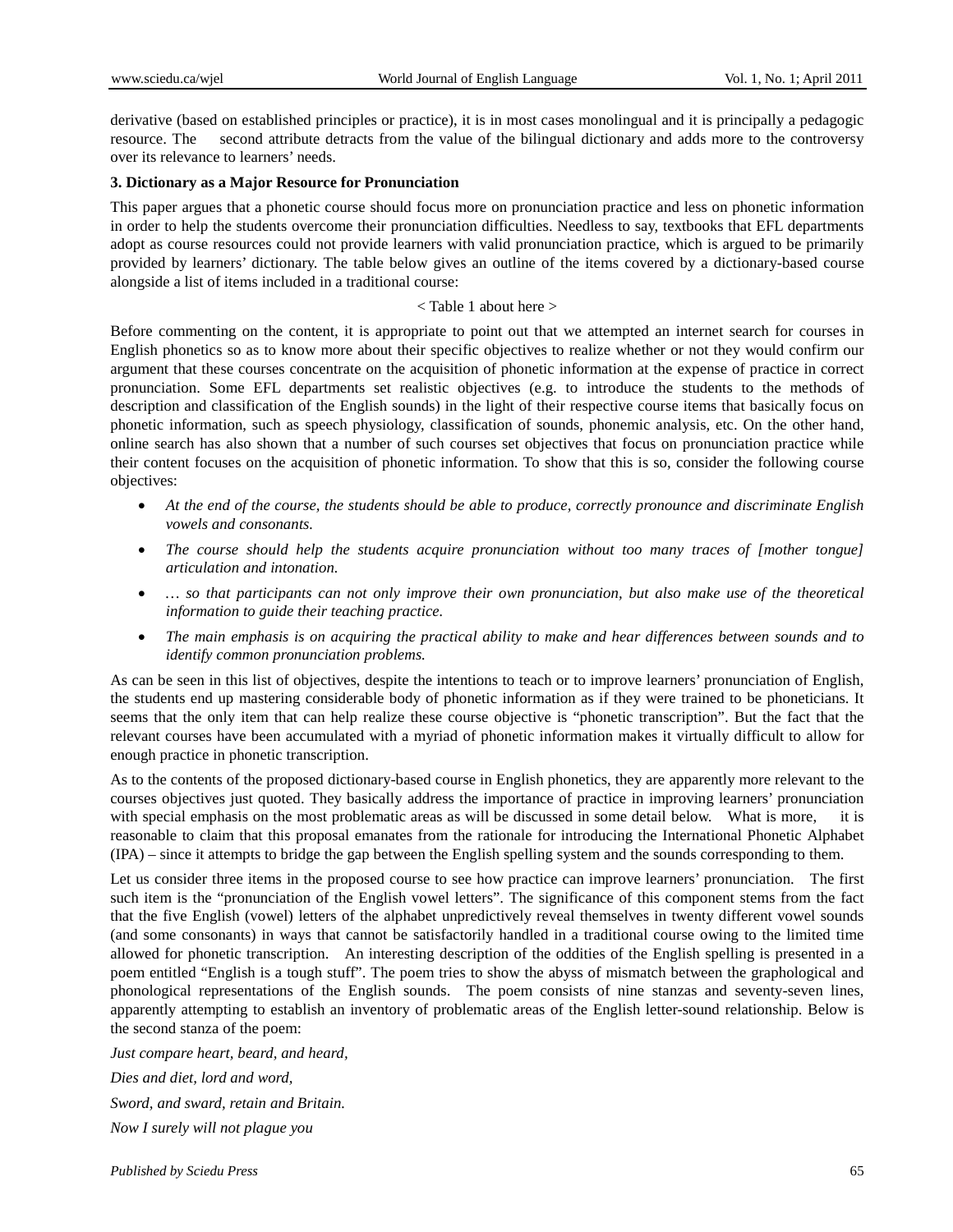derivative (based on established principles or practice), it is in most cases monolingual and it is principally a pedagogic resource. The second attribute detracts from the value of the bilingual dictionary and adds more to the controversy over its relevance to learners' needs.

### 3. Dictionary as a Major Resource for Pronunciation

This paper argues that a phonetic course should focus more on pronunciation practice and less on phonetic information in order to help the students overcome their pronunciation difficulties. Needless to say, textbooks that EFL departments adopt as course resources could not provide learners with valid pronunciation practice, which is argued to be primarily provided by learners' dictionary. The table below gives an outline of the items covered by a dictionary-based course alongside a list of items included in a traditional course:

< Table 1 about here >

Before commenting on the content, it is appropriate to point out that we attempted an internet search for courses in English phonetics so as to know more about their specific objectives to realize whether or not they would confirm our argument that these courses concentrate on the acquisition of phonetic information at the expense of practice in correct pronunciation. Some EFL departments set realistic objectives (e.g. to introduce the students to the methods of description and classification of the English sounds) in the light of their respective course items that basically focus on phonetic information, such as speech physiology, classification of sounds, phonemic analysis, etc. On the other hand, online search has also shown that a number of such courses set objectives that focus on pronunciation practice while their content focuses on the acquisition of phonetic information. To show that this is so, consider the following course objectives:

- *At the end of the course, the students should be able to produce, correctly pronounce and discriminate English vowels and consonants.*
- *The course should help the students acquire pronunciation without too many traces of [mother tongue] articulation and intonation.*
- *… so that participants can not only improve their own pronunciation, but also make use of the theoretical information to guide their teaching practice.*
- *The main emphasis is on acquiring the practical ability to make and hear differences between sounds and to identify common pronunciation problems.*

As can be seen in this list of objectives, despite the intentions to teach or to improve learners' pronunciation of English, the students end up mastering considerable body of phonetic information as if they were trained to be phoneticians. It seems that the only item that can help realize these course objective is "phonetic transcription". But the fact that the relevant courses have been accumulated with a myriad of phonetic information makes it virtually difficult to allow for enough practice in phonetic transcription.

As to the contents of the proposed dictionary-based course in English phonetics, they are apparently more relevant to the courses objectives just quoted. They basically address the importance of practice in improving learners' pronunciation with special emphasis on the most problematic areas as will be discussed in some detail below. What is more, it is reasonable to claim that this proposal emanates from the rationale for introducing the International Phonetic Alphabet (IPA) – since it attempts to bridge the gap between the English spelling system and the sounds corresponding to them.

Let us consider three items in the proposed course to see how practice can improve learners' pronunciation. The first such item is the "pronunciation of the English vowel letters". The significance of this component stems from the fact that the five English (vowel) letters of the alphabet unpredictively reveal themselves in twenty different vowel sounds (and some consonants) in ways that cannot be satisfactorily handled in a traditional course owing to the limited time allowed for phonetic transcription. An interesting description of the oddities of the English spelling is presented in a poem entitled "English is a tough stuff". The poem tries to show the abyss of mismatch between the graphological and phonological representations of the English sounds. The poem consists of nine stanzas and seventy-seven lines, apparently attempting to establish an inventory of problematic areas of the English letter-sound relationship. Below is the second stanza of the poem:

*Just compare heart, beard, and heard,*

*Dies and diet, lord and word,*

*Sword, and sward, retain and Britain.*

*Now I surely will not plague you*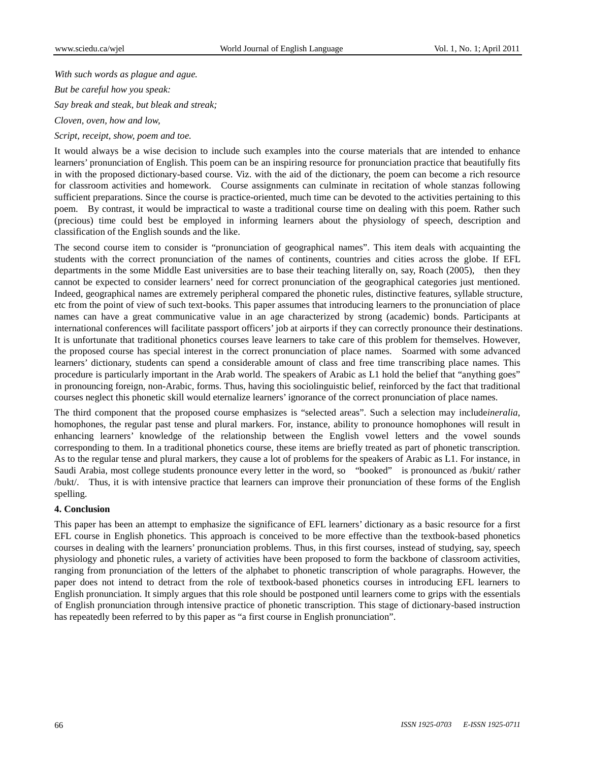*With such words as plague and ague.*

*But be careful how you speak:*

*Say break and steak, but bleak and streak;*

*Cloven, oven, how and low,*

*Script, receipt, show, poem and toe.*

It would always be a wise decision to include such examples into the course materials that are intended to enhance learners' pronunciation of English. This poem can be an inspiring resource for pronunciation practice that beautifully fits in with the proposed dictionary-based course. Viz. with the aid of the dictionary, the poem can become a rich resource for classroom activities and homework. Course assignments can culminate in recitation of whole stanzas following sufficient preparations. Since the course is practice-oriented, much time can be devoted to the activities pertaining to this poem. By contrast, it would be impractical to waste a traditional course time on dealing with this poem. Rather such (precious) time could best be employed in informing learners about the physiology of speech, description and classification of the English sounds and the like.

The second course item to consider is "pronunciation of geographical names". This item deals with acquainting the students with the correct pronunciation of the names of continents, countries and cities across the globe. If EFL departments in the some Middle East universities are to base their teaching literally on, say, Roach (2005), then they cannot be expected to consider learners' need for correct pronunciation of the geographical categories just mentioned. Indeed, geographical names are extremely peripheral compared the phonetic rules, distinctive features, syllable structure, etc from the point of view of such text-books. This paper assumes that introducing learners to the pronunciation of place names can have a great communicative value in an age characterized by strong (academic) bonds. Participants at international conferences will facilitate passport officers' job at airports if they can correctly pronounce their destinations. It is unfortunate that traditional phonetics courses leave learners to take care of this problem for themselves. However, the proposed course has special interest in the correct pronunciation of place names. Soarmed with some advanced learners' dictionary, students can spend a considerable amount of class and free time transcribing place names. This procedure is particularly important in the Arab world. The speakers of Arabic as L1 hold the belief that "anything goes" in pronouncing foreign, non-Arabic, forms. Thus, having this sociolinguistic belief, reinforced by the fact that traditional courses neglect this phonetic skill would eternalize learners' ignorance of the correct pronunciation of place names.

The third component that the proposed course emphasizes is "selected areas". Such a selection may include*ineralia*, homophones, the regular past tense and plural markers. For, instance, ability to pronounce homophones will result in enhancing learners' knowledge of the relationship between the English vowel letters and the vowel sounds corresponding to them. In a traditional phonetics course, these items are briefly treated as part of phonetic transcription. As to the regular tense and plural markers, they cause a lot of problems for the speakers of Arabic as L1. For instance, in Saudi Arabia, most college students pronounce every letter in the word, so "booked" is pronounced as /bukit/ rather /bukt/. Thus, it is with intensive practice that learners can improve their pronunciation of these forms of the English spelling.

**4. Conclusion**

This paper has been an attempt to emphasize the significance of EFL learners' dictionary as a basic resource for a first EFL course in English phonetics. This approach is conceived to be more effective than the textbook-based phonetics courses in dealing with the learners' pronunciation problems. Thus, in this first courses, instead of studying, say, speech physiology and phonetic rules, a variety of activities have been proposed to form the backbone of classroom activities, ranging from pronunciation of the letters of the alphabet to phonetic transcription of whole paragraphs. However, the paper does not intend to detract from the role of textbook-based phonetics courses in introducing EFL learners to English pronunciation. It simply argues that this role should be postponed until learners come to grips with the essentials of English pronunciation through intensive practice of phonetic transcription. This stage of dictionary-based instruction has repeatedly been referred to by this paper as "a first course in English pronunciation".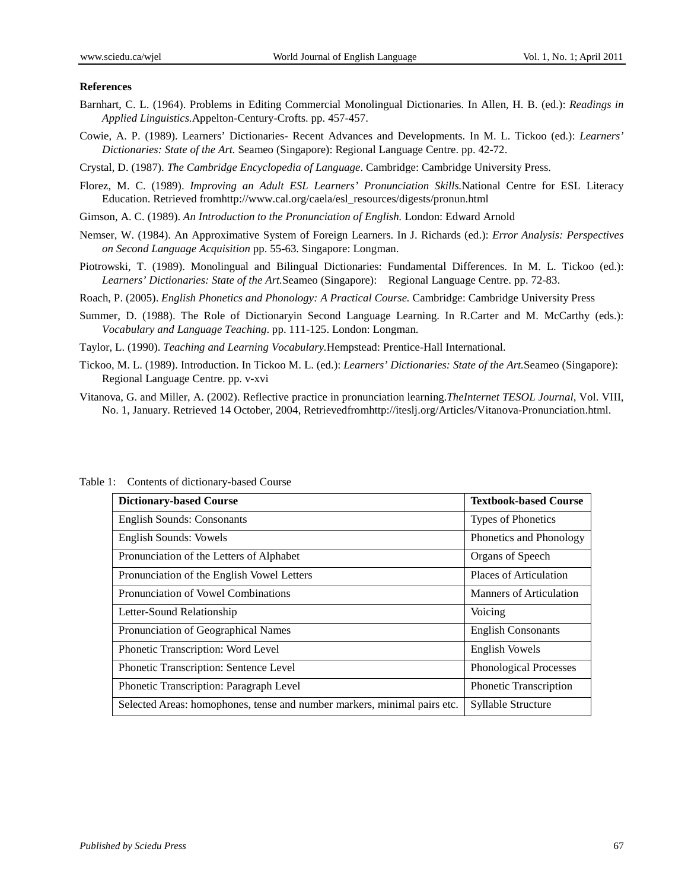**References**

Barnhart, C. L. (1964). Problems in Editing Commercial Monolingual Dictionaries. In Allen, H. B. (ed.): *Readings in Applied Linguistics.*Appelton-Century-Crofts. pp. 457-457.

Cowie, A. P. (1989). Learners' Dictionaries- Recent Advances and Developments. In M. L. Tickoo (ed.): *Learners' Dictionaries: State of the Art.* Seameo (Singapore): Regional Language Centre. pp. 42-72.

Crystal, D. (1987). *The Cambridge Encyclopedia of Language*. Cambridge: Cambridge University Press.

Florez, M. C. (1989). *Improving an Adult ESL Learners' Pronunciation Skills.*National Centre for ESL Literacy Education. Retrieved fromhttp://www.cal.org/caela/esl_resources/digests/pronun.html

Gimson, A. C. (1989). *An Introduction to the Pronunciation of English.* London: Edward Arnold

Nemser, W. (1984). An Approximative System of Foreign Learners. In J. Richards (ed.): *Error Analysis: Perspectives on Second Language Acquisition* pp. 55-63. Singapore: Longman.

Piotrowski, T. (1989). Monolingual and Bilingual Dictionaries: Fundamental Differences. In M. L. Tickoo (ed.): *Learners' Dictionaries: State of the Art.*Seameo (Singapore): Regional Language Centre. pp. 72-83.

Roach, P. (2005). *English Phonetics and Phonology: A Practical Course.* Cambridge: Cambridge University Press

Summer, D. (1988). The Role of Dictionaryin Second Language Learning. In R.Carter and M. McCarthy (eds.): *Vocabulary and Language Teaching*. pp. 111-125. London: Longman.

Taylor, L. (1990). *Teaching and Learning Vocabulary.*Hempstead: Prentice-Hall International.

Tickoo, M. L. (1989). Introduction. In Tickoo M. L. (ed.): *Learners' Dictionaries: State of the Art.*Seameo (Singapore): Regional Language Centre. pp. v-xvi

Vitanova, G. and Miller, A. (2002). Reflective practice in pronunciation learning.*TheInternet TESOL Journal*, Vol. VIII, No. 1, January. Retrieved 14 October, 2004, Retrievedfromhttp://iteslj.org/Articles/Vitanova-Pronunciation.html.

Table 1: Contents of dictionary-based Course

| Dictionary-based Course | Textbook-based Course |
|---|---|
| English Sounds: Consonants | Types of Phonetics |
| English Sounds: Vowels | Phonetics and Phonology |
| Pronunciation of the Letters of Alphabet | Organs of Speech |
| Pronunciation of the English Vowel Letters | Places of Articulation |
| Pronunciation of Vowel Combinations | Manners of Articulation |
| Letter-Sound Relationship | Voicing |
| Pronunciation of Geographical Names | English Consonants |
| Phonetic Transcription: Word Level | English Vowels |
| Phonetic Transcription: Sentence Level | Phonological Processes |
| Phonetic Transcription: Paragraph Level | Phonetic Transcription |
| Selected Areas: homophones, tense and number markers, minimal pairs etc. | Syllable Structure |